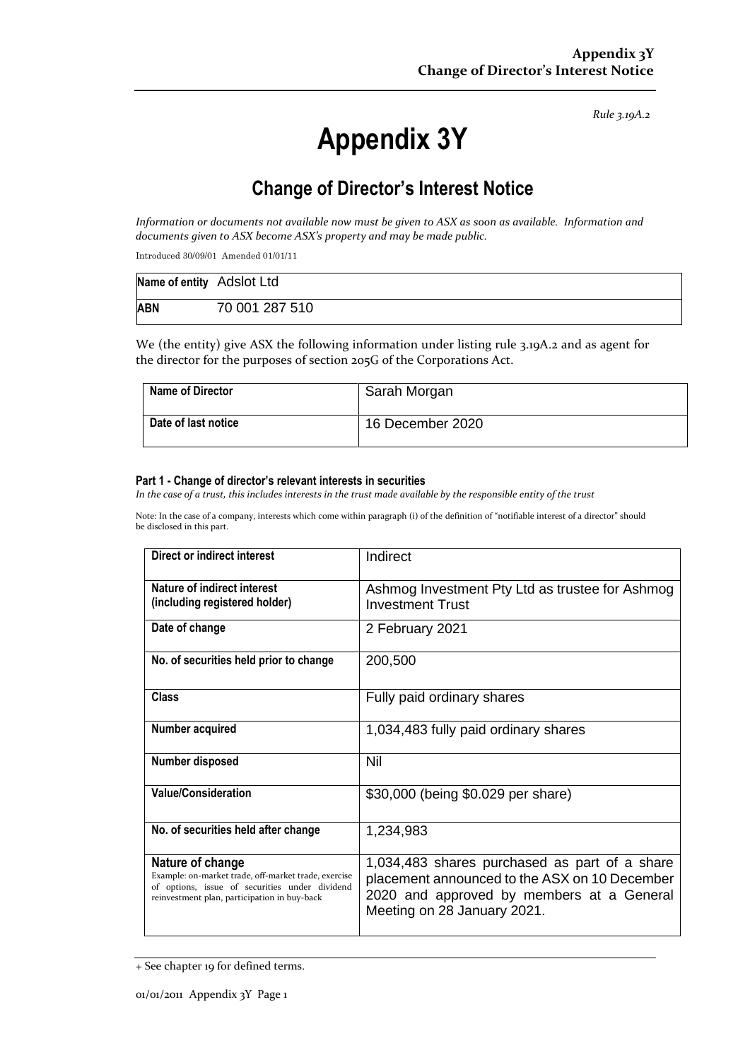*Rule 3.19A.2*

# Appendix 3Y

## Change of Director's Interest Notice

*Information or documents not available now must be given to ASX as soon as available. Information and documents given to ASX become ASX's property and may be made public.*

Introduced 30/09/01 Amended 01/01/11

| **Name of entity** | Adslot Ltd |
|---|---|
| **ABN** | 70 001 287 510 |

We (the entity) give ASX the following information under listing rule 3.19A.2 and as agent for the director for the purposes of section 205G of the Corporations Act.

| **Name of Director** | Sarah Morgan |
|---|---|
| **Date of last notice** | 16 December 2020 |

#### Part 1 - Change of director's relevant interests in securities

*In the case of a trust, this includes interests in the trust made available by the responsible entity of the trust*

Note: In the case of a company, interests which come within paragraph (i) of the definition of "notifiable interest of a director" should be disclosed in this part.

| **Direct or indirect interest** | Indirect |
|---|---|
| **Nature of indirect interest (including registered holder)** | Ashmog Investment Pty Ltd as trustee for Ashmog Investment Trust |
| **Date of change** | 2 February 2021 |
| **No. of securities held prior to change** | 200,500 |
| **Class** | Fully paid ordinary shares |
| **Number acquired** | 1,034,483 fully paid ordinary shares |
| **Number disposed** | Nil |
| **Value/Consideration** | $30,000 (being $0.029 per share) |
| **No. of securities held after change** | 1,234,983 |
| **Nature of change**<br>Example: on-market trade, off-market trade, exercise of options, issue of securities under dividend reinvestment plan, participation in buy-back | 1,034,483 shares purchased as part of a share placement announced to the ASX on 10 December 2020 and approved by members at a General Meeting on 28 January 2021. |

+ See chapter 19 for defined terms.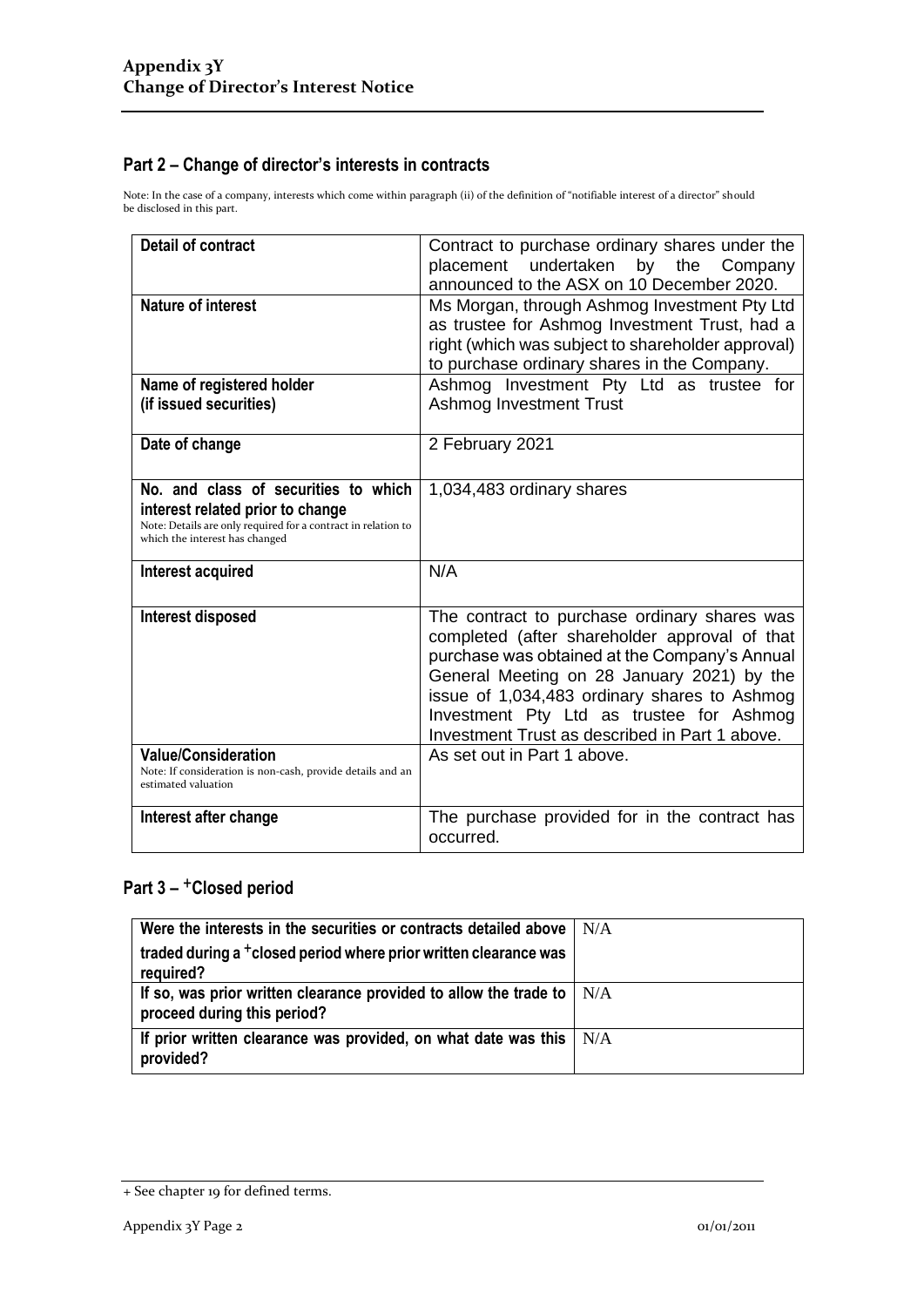## Part 2 – Change of director's interests in contracts

Note: In the case of a company, interests which come within paragraph (ii) of the definition of "notifiable interest of a director" should be disclosed in this part.

| | |
|---|---|
| **Detail of contract** | Contract to purchase ordinary shares under the placement undertaken by the Company announced to the ASX on 10 December 2020. |
| **Nature of interest** | Ms Morgan, through Ashmog Investment Pty Ltd as trustee for Ashmog Investment Trust, had a right (which was subject to shareholder approval) to purchase ordinary shares in the Company. |
| **Name of registered holder (if issued securities)** | Ashmog Investment Pty Ltd as trustee for Ashmog Investment Trust |
| **Date of change** | 2 February 2021 |
| **No. and class of securities to which interest related prior to change** Note: Details are only required for a contract in relation to which the interest has changed | 1,034,483 ordinary shares |
| **Interest acquired** | N/A |
| **Interest disposed** | The contract to purchase ordinary shares was completed (after shareholder approval of that purchase was obtained at the Company's Annual General Meeting on 28 January 2021) by the issue of 1,034,483 ordinary shares to Ashmog Investment Pty Ltd as trustee for Ashmog Investment Trust as described in Part 1 above. |
| **Value/Consideration** Note: If consideration is non-cash, provide details and an estimated valuation | As set out in Part 1 above. |
| **Interest after change** | The purchase provided for in the contract has occurred. |

## Part 3 – +Closed period

| | |
|---|---|
| **Were the interests in the securities or contracts detailed above traded during a +closed period where prior written clearance was required?** | N/A |
| **If so, was prior written clearance provided to allow the trade to proceed during this period?** | N/A |
| **If prior written clearance was provided, on what date was this provided?** | N/A |

+ See chapter 19 for defined terms.